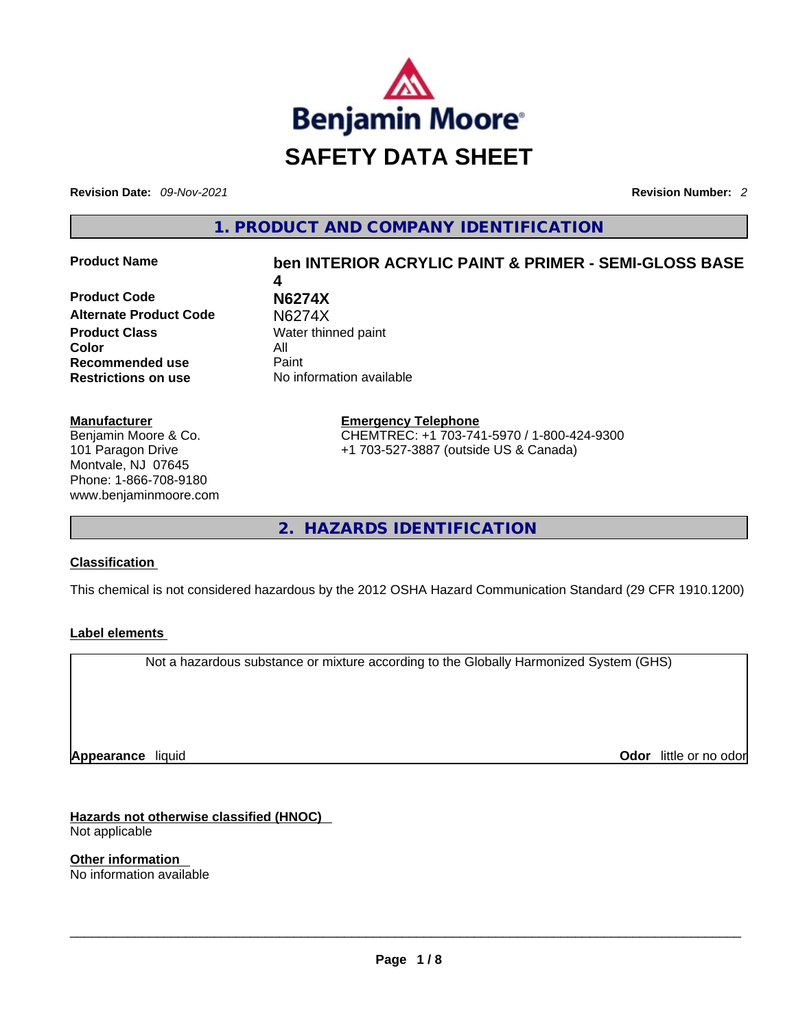# SAFETY DATA SHEET

**Revision Date:** *09-Nov-2021* **Revision Number:** *2*

## 1. PRODUCT AND COMPANY IDENTIFICATION

| | |
|---|---|
| **Product Name** | **ben INTERIOR ACRYLIC PAINT & PRIMER - SEMI-GLOSS BASE 4** |
| **Product Code** | **N6274X** |
| **Alternate Product Code** | N6274X |
| **Product Class** | Water thinned paint |
| **Color** | All |
| **Recommended use** | Paint |
| **Restrictions on use** | No information available |

**Manufacturer**
Benjamin Moore & Co.
101 Paragon Drive
Montvale, NJ 07645
Phone: 1-866-708-9180
www.benjaminmoore.com

**Emergency Telephone**
CHEMTREC: +1 703-741-5970 / 1-800-424-9300
+1 703-527-3887 (outside US & Canada)

## 2. HAZARDS IDENTIFICATION

**Classification**

This chemical is not considered hazardous by the 2012 OSHA Hazard Communication Standard (29 CFR 1910.1200)

**Label elements**

Not a hazardous substance or mixture according to the Globally Harmonized System (GHS)

**Appearance** liquid **Odor** little or no odor

**Hazards not otherwise classified (HNOC)**
Not applicable

**Other information**
No information available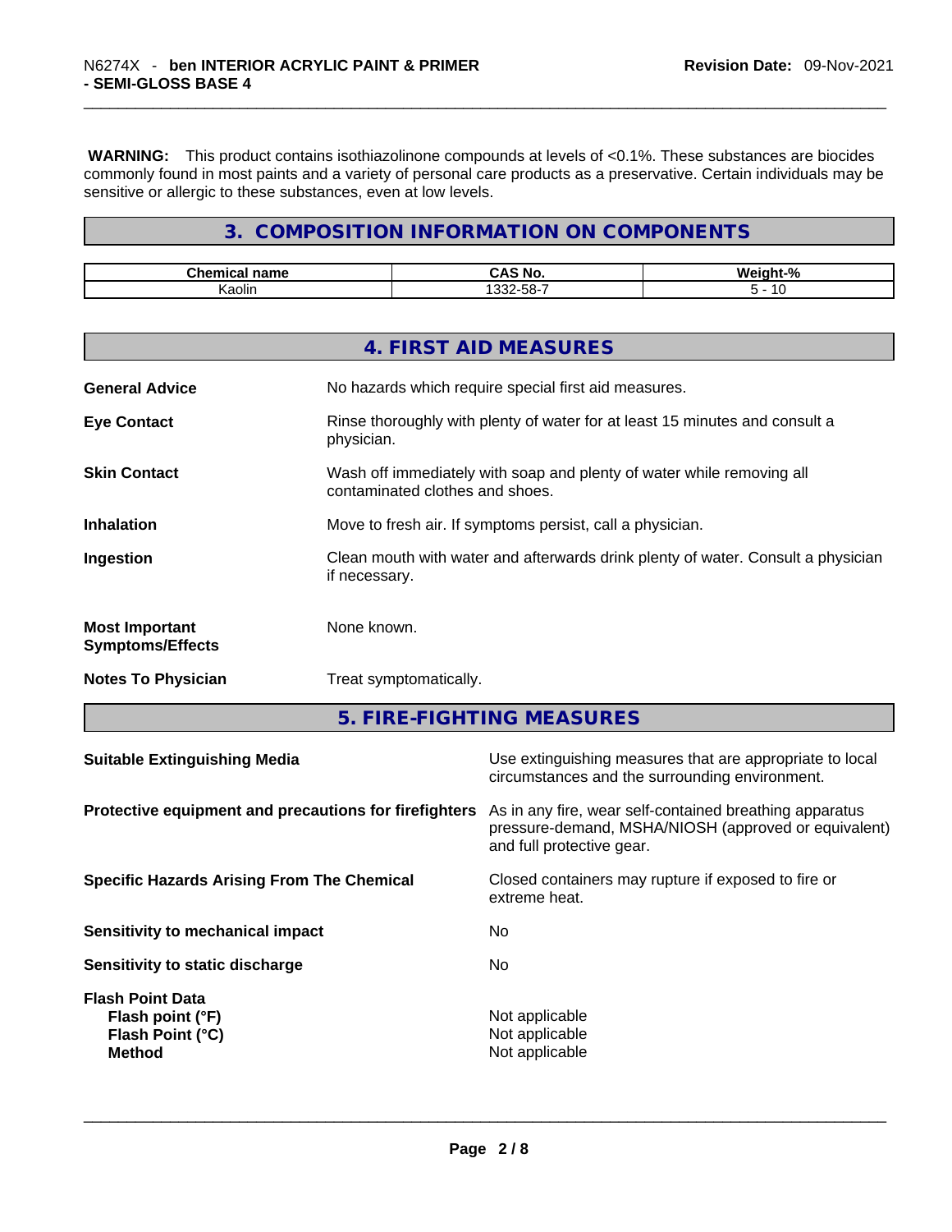**WARNING:** This product contains isothiazolinone compounds at levels of <0.1%. These substances are biocides commonly found in most paints and a variety of personal care products as a preservative. Certain individuals may be sensitive or allergic to these substances, even at low levels.

## 3. COMPOSITION INFORMATION ON COMPONENTS

| Chemical name | CAS No. | Weight-% |
|---|---|---|
| Kaolin | 1332-58-7 | 5 - 10 |

## 4. FIRST AID MEASURES

**General Advice** No hazards which require special first aid measures.

**Eye Contact** Rinse thoroughly with plenty of water for at least 15 minutes and consult a physician.

**Skin Contact** Wash off immediately with soap and plenty of water while removing all contaminated clothes and shoes.

**Inhalation** Move to fresh air. If symptoms persist, call a physician.

**Ingestion** Clean mouth with water and afterwards drink plenty of water. Consult a physician if necessary.

**Most Important Symptoms/Effects** None known.

**Notes To Physician** Treat symptomatically.

## 5. FIRE-FIGHTING MEASURES

**Suitable Extinguishing Media** Use extinguishing measures that are appropriate to local circumstances and the surrounding environment.

**Protective equipment and precautions for firefighters** As in any fire, wear self-contained breathing apparatus pressure-demand, MSHA/NIOSH (approved or equivalent) and full protective gear.

**Specific Hazards Arising From The Chemical** Closed containers may rupture if exposed to fire or extreme heat.

**Sensitivity to mechanical impact** No

**Sensitivity to static discharge** No

**Flash Point Data**
**Flash point (°F)** Not applicable
**Flash Point (°C)** Not applicable
**Method** Not applicable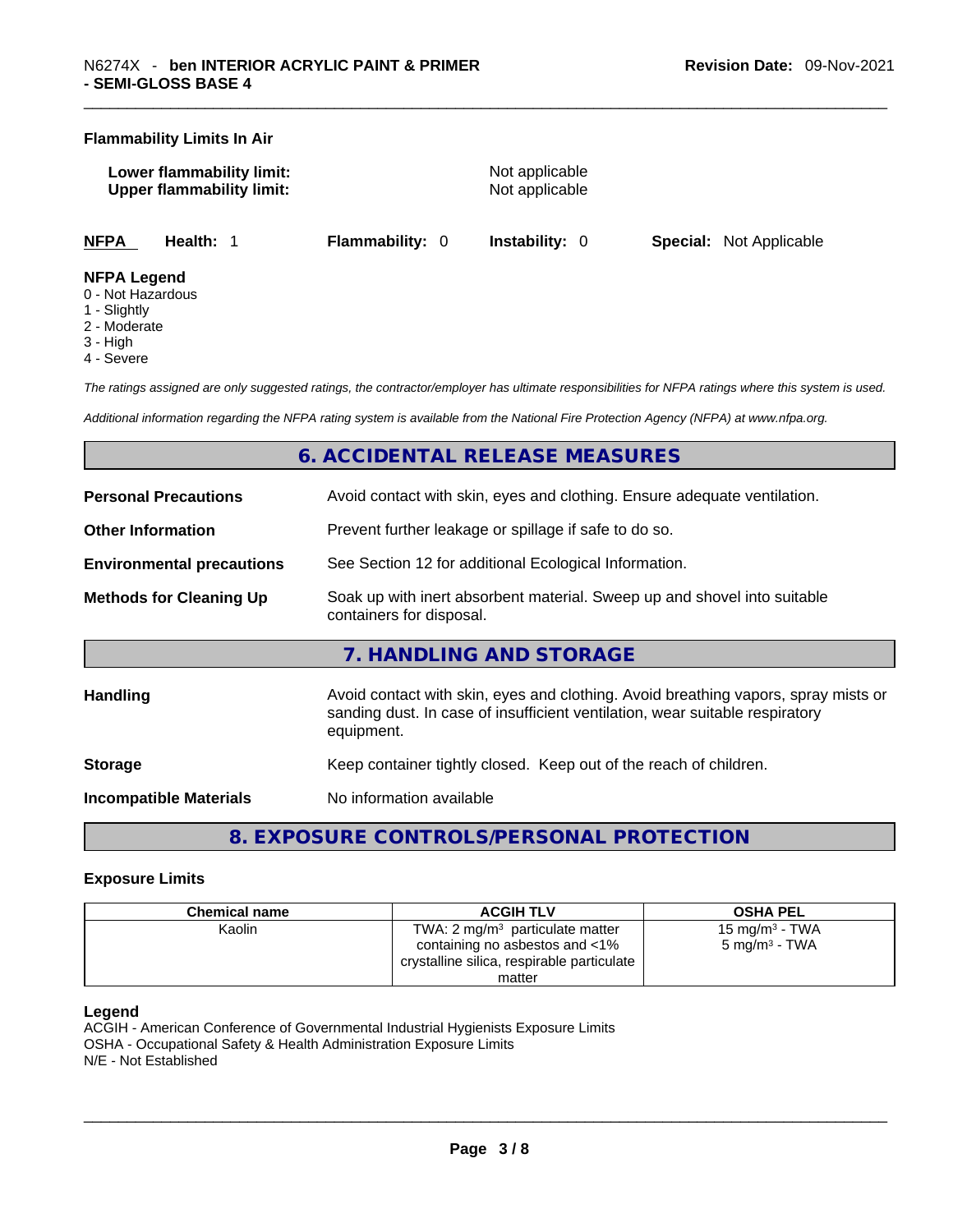**Flammability Limits In Air**

**Lower flammability limit:** Not applicable
**Upper flammability limit:** Not applicable

**NFPA** **Health:** 1 **Flammability:** 0 **Instability:** 0 **Special:** Not Applicable

**NFPA Legend**
0 - Not Hazardous
1 - Slightly
2 - Moderate
3 - High
4 - Severe

*The ratings assigned are only suggested ratings, the contractor/employer has ultimate responsibilities for NFPA ratings where this system is used.*

*Additional information regarding the NFPA rating system is available from the National Fire Protection Agency (NFPA) at www.nfpa.org.*

## 6. ACCIDENTAL RELEASE MEASURES

| | |
|---|---|
| **Personal Precautions** | Avoid contact with skin, eyes and clothing. Ensure adequate ventilation. |
| **Other Information** | Prevent further leakage or spillage if safe to do so. |
| **Environmental precautions** | See Section 12 for additional Ecological Information. |
| **Methods for Cleaning Up** | Soak up with inert absorbent material. Sweep up and shovel into suitable containers for disposal. |

## 7. HANDLING AND STORAGE

| | |
|---|---|
| **Handling** | Avoid contact with skin, eyes and clothing. Avoid breathing vapors, spray mists or sanding dust. In case of insufficient ventilation, wear suitable respiratory equipment. |
| **Storage** | Keep container tightly closed. Keep out of the reach of children. |
| **Incompatible Materials** | No information available |

## 8. EXPOSURE CONTROLS/PERSONAL PROTECTION

**Exposure Limits**

| Chemical name | ACGIH TLV | OSHA PEL |
|---|---|---|
| Kaolin | TWA: 2 mg/m$^3$ particulate matter containing no asbestos and <1% crystalline silica, respirable particulate matter | 15 mg/m$^3$ - TWA<br>5 mg/m$^3$ - TWA |

**Legend**
ACGIH - American Conference of Governmental Industrial Hygienists Exposure Limits
OSHA - Occupational Safety & Health Administration Exposure Limits
N/E - Not Established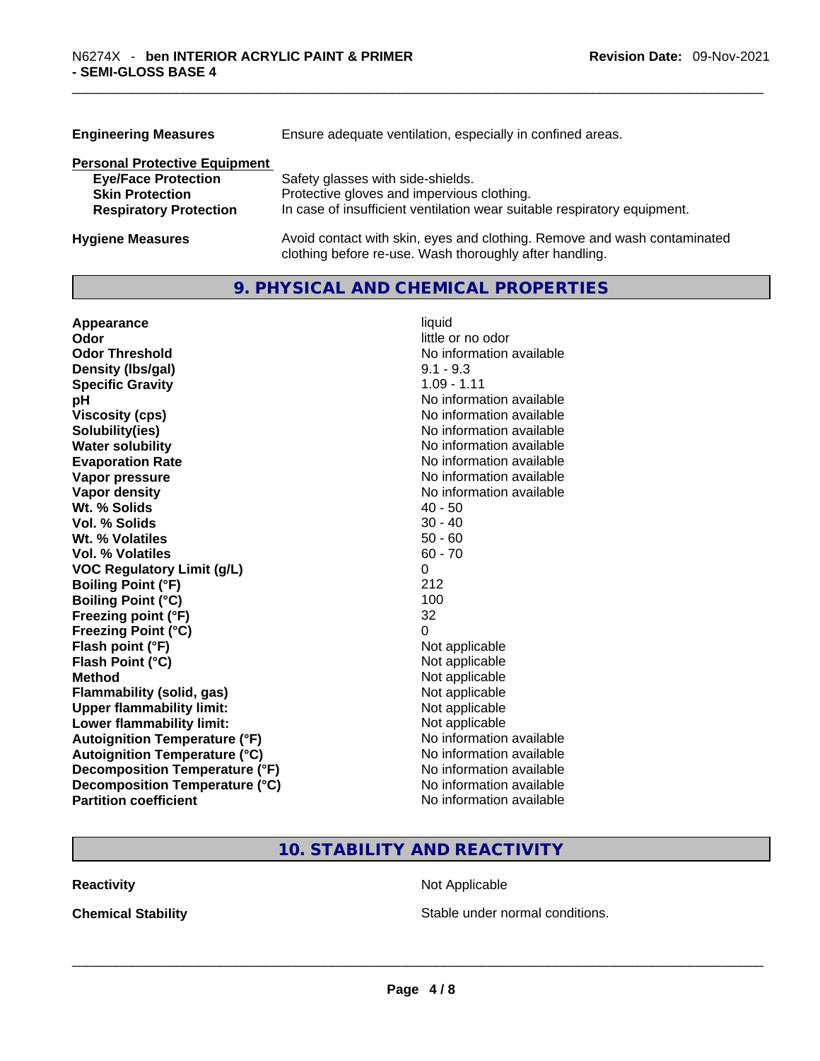| | |
|---|---|
| **Engineering Measures** | Ensure adequate ventilation, especially in confined areas. |

**Personal Protective Equipment**

| | |
|---|---|
| **Eye/Face Protection** | Safety glasses with side-shields. |
| **Skin Protection** | Protective gloves and impervious clothing. |
| **Respiratory Protection** | In case of insufficient ventilation wear suitable respiratory equipment. |
| **Hygiene Measures** | Avoid contact with skin, eyes and clothing. Remove and wash contaminated clothing before re-use. Wash thoroughly after handling. |

## 9. PHYSICAL AND CHEMICAL PROPERTIES

| | |
|---|---|
| **Appearance** | liquid |
| **Odor** | little or no odor |
| **Odor Threshold** | No information available |
| **Density (lbs/gal)** | 9.1 - 9.3 |
| **Specific Gravity** | 1.09 - 1.11 |
| **pH** | No information available |
| **Viscosity (cps)** | No information available |
| **Solubility(ies)** | No information available |
| **Water solubility** | No information available |
| **Evaporation Rate** | No information available |
| **Vapor pressure** | No information available |
| **Vapor density** | No information available |
| **Wt. % Solids** | 40 - 50 |
| **Vol. % Solids** | 30 - 40 |
| **Wt. % Volatiles** | 50 - 60 |
| **Vol. % Volatiles** | 60 - 70 |
| **VOC Regulatory Limit (g/L)** | 0 |
| **Boiling Point (°F)** | 212 |
| **Boiling Point (°C)** | 100 |
| **Freezing point (°F)** | 32 |
| **Freezing Point (°C)** | 0 |
| **Flash point (°F)** | Not applicable |
| **Flash Point (°C)** | Not applicable |
| **Method** | Not applicable |
| **Flammability (solid, gas)** | Not applicable |
| **Upper flammability limit:** | Not applicable |
| **Lower flammability limit:** | Not applicable |
| **Autoignition Temperature (°F)** | No information available |
| **Autoignition Temperature (°C)** | No information available |
| **Decomposition Temperature (°F)** | No information available |
| **Decomposition Temperature (°C)** | No information available |
| **Partition coefficient** | No information available |

## 10. STABILITY AND REACTIVITY

| | |
|---|---|
| **Reactivity** | Not Applicable |
| **Chemical Stability** | Stable under normal conditions. |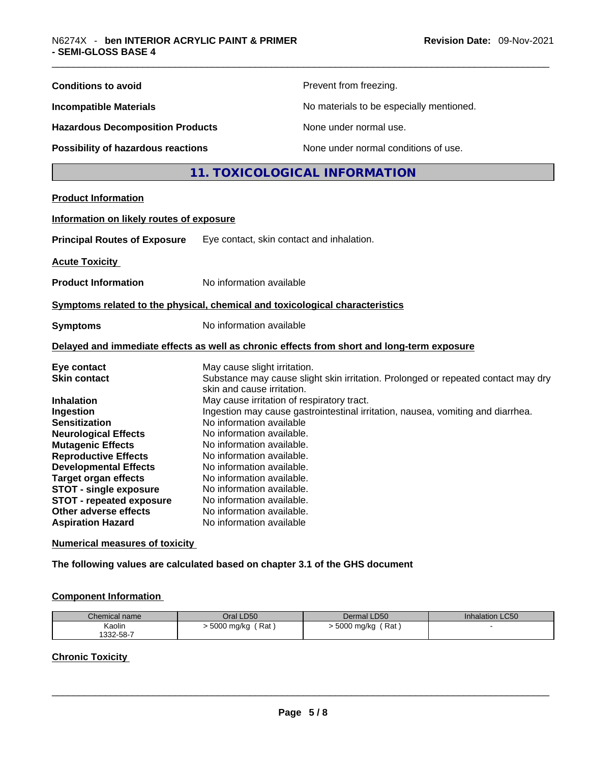**Conditions to avoid** Prevent from freezing.

**Incompatible Materials** No materials to be especially mentioned.

**Hazardous Decomposition Products** None under normal use.

**Possibility of hazardous reactions** None under normal conditions of use.

## 11. TOXICOLOGICAL INFORMATION

**Product Information**

**Information on likely routes of exposure**

**Principal Routes of Exposure** Eye contact, skin contact and inhalation.

**Acute Toxicity**

**Product Information** No information available

**Symptoms related to the physical, chemical and toxicological characteristics**

**Symptoms** No information available

**Delayed and immediate effects as well as chronic effects from short and long-term exposure**

**Eye contact** May cause slight irritation.
**Skin contact** Substance may cause slight skin irritation. Prolonged or repeated contact may dry skin and cause irritation.
**Inhalation** May cause irritation of respiratory tract.
**Ingestion** Ingestion may cause gastrointestinal irritation, nausea, vomiting and diarrhea.
**Sensitization** No information available
**Neurological Effects** No information available.
**Mutagenic Effects** No information available.
**Reproductive Effects** No information available.
**Developmental Effects** No information available.
**Target organ effects** No information available.
**STOT - single exposure** No information available.
**STOT - repeated exposure** No information available.
**Other adverse effects** No information available.
**Aspiration Hazard** No information available

**Numerical measures of toxicity**

**The following values are calculated based on chapter 3.1 of the GHS document**

**Component Information**

| Chemical name | Oral LD50 | Dermal LD50 | Inhalation LC50 |
|---|---|---|---|
| Kaolin 1332-58-7 | > 5000 mg/kg ( Rat ) | > 5000 mg/kg ( Rat ) | - |

**Chronic Toxicity**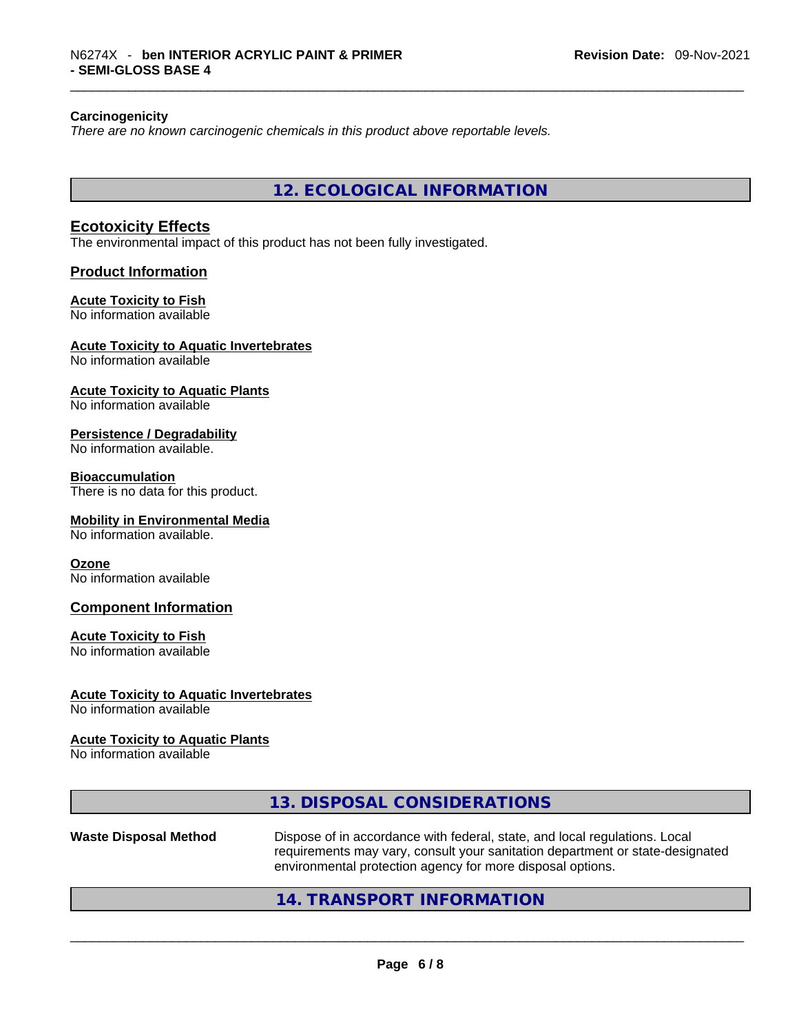**Carcinogenicity**

*There are no known carcinogenic chemicals in this product above reportable levels.*

## 12. ECOLOGICAL INFORMATION

### Ecotoxicity Effects

The environmental impact of this product has not been fully investigated.

### Product Information

**Acute Toxicity to Fish**
No information available

**Acute Toxicity to Aquatic Invertebrates**
No information available

**Acute Toxicity to Aquatic Plants**
No information available

**Persistence / Degradability**
No information available.

**Bioaccumulation**
There is no data for this product.

**Mobility in Environmental Media**
No information available.

**Ozone**
No information available

### Component Information

**Acute Toxicity to Fish**
No information available

**Acute Toxicity to Aquatic Invertebrates**
No information available

**Acute Toxicity to Aquatic Plants**
No information available

## 13. DISPOSAL CONSIDERATIONS

**Waste Disposal Method** Dispose of in accordance with federal, state, and local regulations. Local requirements may vary, consult your sanitation department or state-designated environmental protection agency for more disposal options.

## 14. TRANSPORT INFORMATION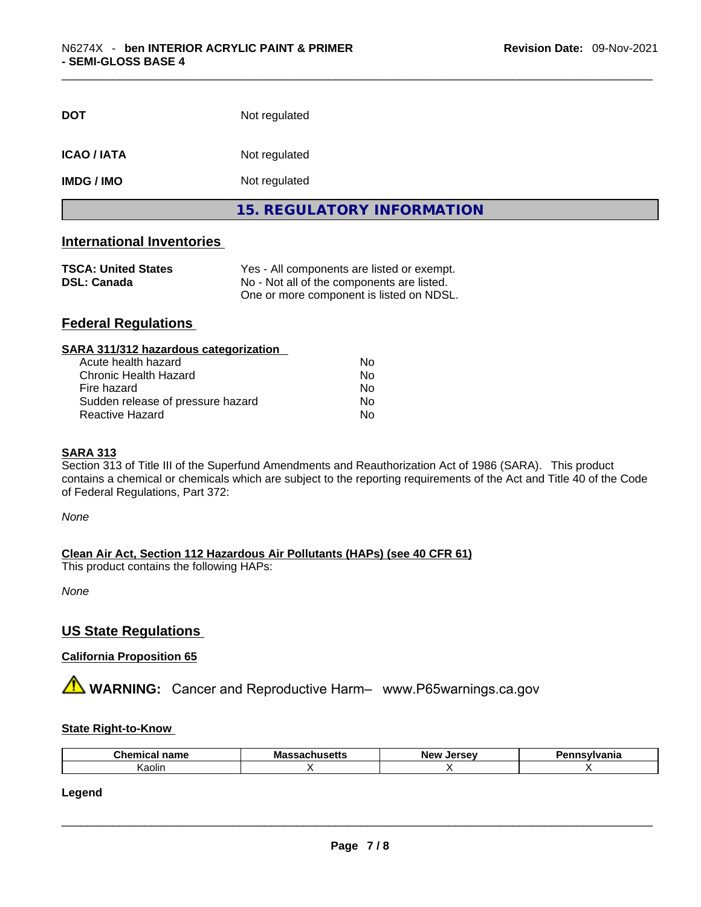| | |
|---|---|
| **DOT** | Not regulated |
| **ICAO / IATA** | Not regulated |
| **IMDG / IMO** | Not regulated |

## 15. REGULATORY INFORMATION

### International Inventories

| | |
|---|---|
| **TSCA: United States** | Yes - All components are listed or exempt. |
| **DSL: Canada** | No - Not all of the components are listed. One or more component is listed on NDSL. |

### Federal Regulations

**SARA 311/312 hazardous categorization**

| | |
|---|---|
| Acute health hazard | No |
| Chronic Health Hazard | No |
| Fire hazard | No |
| Sudden release of pressure hazard | No |
| Reactive Hazard | No |

**SARA 313**

Section 313 of Title III of the Superfund Amendments and Reauthorization Act of 1986 (SARA). This product contains a chemical or chemicals which are subject to the reporting requirements of the Act and Title 40 of the Code of Federal Regulations, Part 372:

*None*

**Clean Air Act, Section 112 Hazardous Air Pollutants (HAPs) (see 40 CFR 61)**

This product contains the following HAPs:

*None*

### US State Regulations

**California Proposition 65**

⚠ **WARNING:** Cancer and Reproductive Harm– www.P65warnings.ca.gov

**State Right-to-Know**

| Chemical name | Massachusetts | New Jersey | Pennsylvania |
|---|---|---|---|
| Kaolin | X | X | X |

**Legend**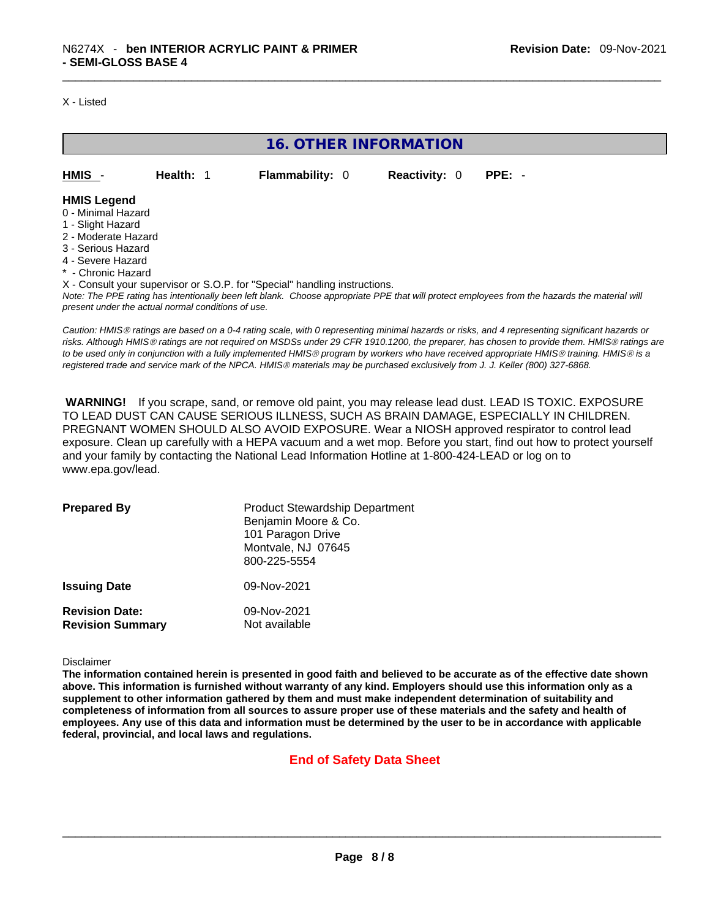X - Listed

## 16. OTHER INFORMATION

| HMIS - | Health: 1 | Flammability: 0 | Reactivity: 0 | PPE: - |
|---|---|---|---|---|

**HMIS Legend**
0 - Minimal Hazard
1 - Slight Hazard
2 - Moderate Hazard
3 - Serious Hazard
4 - Severe Hazard
* - Chronic Hazard
X - Consult your supervisor or S.O.P. for "Special" handling instructions.
*Note: The PPE rating has intentionally been left blank. Choose appropriate PPE that will protect employees from the hazards the material will present under the actual normal conditions of use.*

*Caution: HMIS® ratings are based on a 0-4 rating scale, with 0 representing minimal hazards or risks, and 4 representing significant hazards or risks. Although HMIS® ratings are not required on MSDSs under 29 CFR 1910.1200, the preparer, has chosen to provide them. HMIS® ratings are to be used only in conjunction with a fully implemented HMIS® program by workers who have received appropriate HMIS® training. HMIS® is a registered trade and service mark of the NPCA. HMIS® materials may be purchased exclusively from J. J. Keller (800) 327-6868.*

**WARNING!** If you scrape, sand, or remove old paint, you may release lead dust. LEAD IS TOXIC. EXPOSURE TO LEAD DUST CAN CAUSE SERIOUS ILLNESS, SUCH AS BRAIN DAMAGE, ESPECIALLY IN CHILDREN. PREGNANT WOMEN SHOULD ALSO AVOID EXPOSURE. Wear a NIOSH approved respirator to control lead exposure. Clean up carefully with a HEPA vacuum and a wet mop. Before you start, find out how to protect yourself and your family by contacting the National Lead Information Hotline at 1-800-424-LEAD or log on to www.epa.gov/lead.

| | |
|---|---|
| **Prepared By** | Product Stewardship Department<br>Benjamin Moore & Co.<br>101 Paragon Drive<br>Montvale, NJ 07645<br>800-225-5554 |
| **Issuing Date** | 09-Nov-2021 |
| **Revision Date:** | 09-Nov-2021 |
| **Revision Summary** | Not available |

Disclaimer

**The information contained herein is presented in good faith and believed to be accurate as of the effective date shown above. This information is furnished without warranty of any kind. Employers should use this information only as a supplement to other information gathered by them and must make independent determination of suitability and completeness of information from all sources to assure proper use of these materials and the safety and health of employees. Any use of this data and information must be determined by the user to be in accordance with applicable federal, provincial, and local laws and regulations.**

**End of Safety Data Sheet**